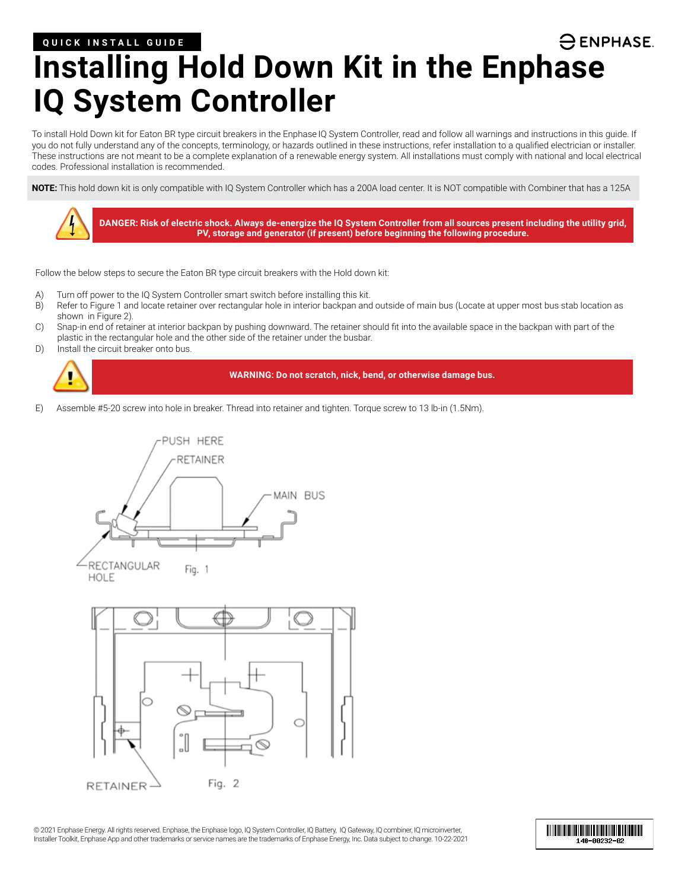QUICK INSTALL GUIDE

# Installing Hold Down Kit in the Enphase IQ System Controller

To install Hold Down kit for Eaton BR type circuit breakers in the Enphase IQ System Controller, read and follow all warnings and instructions in this guide. If you do not fully understand any of the concepts, terminology, or hazards outlined in these instructions, refer installation to a qualified electrician or installer. These instructions are not meant to be a complete explanation of a renewable energy system. All installations must comply with national and local electrical codes. Professional installation is recommended.

**NOTE:** This hold down kit is only compatible with IQ System Controller which has a 200A load center. It is NOT compatible with Combiner that has a 125A

**DANGER: Risk of electric shock. Always de-energize the IQ System Controller from all sources present including the utility grid, PV, storage and generator (if present) before beginning the following procedure.**

Follow the below steps to secure the Eaton BR type circuit breakers with the Hold down kit:

A) Turn off power to the IQ System Controller smart switch before installing this kit.
B) Refer to Figure 1 and locate retainer over rectangular hole in interior backpan and outside of main bus (Locate at upper most bus stab location as shown in Figure 2).
C) Snap-in end of retainer at interior backpan by pushing downward. The retainer should fit into the available space in the backpan with part of the plastic in the rectangular hole and the other side of the retainer under the busbar.
D) Install the circuit breaker onto bus.

**WARNING: Do not scratch, nick, bend, or otherwise damage bus.**

E) Assemble #5-20 screw into hole in breaker. Thread into retainer and tighten. Torque screw to 13 lb-in (1.5Nm).

PUSH HERE
RETAINER
MAIN BUS
RECTANGULAR HOLE

Fig. 1

RETAINER

Fig. 2

© 2021 Enphase Energy. All rights reserved. Enphase, the Enphase logo, IQ System Controller, IQ Battery, IQ Gateway, IQ combiner, IQ microinverter, Installer Toolkit, Enphase App and other trademarks or service names are the trademarks of Enphase Energy, Inc. Data subject to change. 10-22-2021

140-00232-02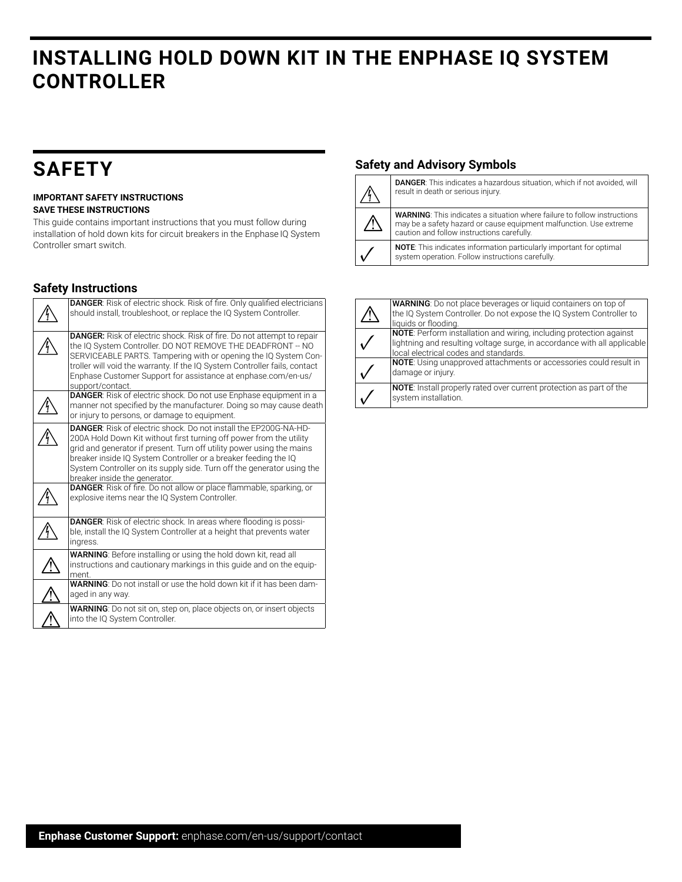# INSTALLING HOLD DOWN KIT IN THE ENPHASE IQ SYSTEM CONTROLLER

## SAFETY

**IMPORTANT SAFETY INSTRUCTIONS**
**SAVE THESE INSTRUCTIONS**

This guide contains important instructions that you must follow during installation of hold down kits for circuit breakers in the Enphase IQ System Controller smart switch.

### Safety Instructions

| | |
|---|---|
| ⚡ | **DANGER**: Risk of electric shock. Risk of fire. Only qualified electricians should install, troubleshoot, or replace the IQ System Controller. |
| ⚡ | **DANGER:** Risk of electric shock. Risk of fire. Do not attempt to repair the IQ System Controller. DO NOT REMOVE THE DEADFRONT -- NO SERVICEABLE PARTS. Tampering with or opening the IQ System Controller will void the warranty. If the IQ System Controller fails, contact Enphase Customer Support for assistance at enphase.com/en-us/support/contact. |
| ⚡ | **DANGER**: Risk of electric shock. Do not use Enphase equipment in a manner not specified by the manufacturer. Doing so may cause death or injury to persons, or damage to equipment. |
| ⚡ | **DANGER**: Risk of electric shock. Do not install the EP200G-NA-HD-200A Hold Down Kit without first turning off power from the utility grid and generator if present. Turn off utility power using the mains breaker inside IQ System Controller or a breaker feeding the IQ System Controller on its supply side. Turn off the generator using the breaker inside the generator. |
| ⚡ | **DANGER**: Risk of fire. Do not allow or place flammable, sparking, or explosive items near the IQ System Controller. |
| ⚡ | **DANGER**: Risk of electric shock. In areas where flooding is possible, install the IQ System Controller at a height that prevents water ingress. |
| ⚠ | **WARNING**: Before installing or using the hold down kit, read all instructions and cautionary markings in this guide and on the equipment. |
| ⚠ | **WARNING**: Do not install or use the hold down kit if it has been damaged in any way. |
| ⚠ | **WARNING**: Do not sit on, step on, place objects on, or insert objects into the IQ System Controller. |

### Safety and Advisory Symbols

| | |
|---|---|
| ⚡ | **DANGER**: This indicates a hazardous situation, which if not avoided, will result in death or serious injury. |
| ⚠ | **WARNING**: This indicates a situation where failure to follow instructions may be a safety hazard or cause equipment malfunction. Use extreme caution and follow instructions carefully. |
| ✓ | **NOTE**: This indicates information particularly important for optimal system operation. Follow instructions carefully. |

| | |
|---|---|
| ⚠ | **WARNING**: Do not place beverages or liquid containers on top of the IQ System Controller. Do not expose the IQ System Controller to liquids or flooding. |
| ✓ | **NOTE**: Perform installation and wiring, including protection against lightning and resulting voltage surge, in accordance with all applicable local electrical codes and standards. |
| ✓ | **NOTE**: Using unapproved attachments or accessories could result in damage or injury. |
| ✓ | **NOTE**: Install properly rated over current protection as part of the system installation. |

**Enphase Customer Support:** enphase.com/en-us/support/contact